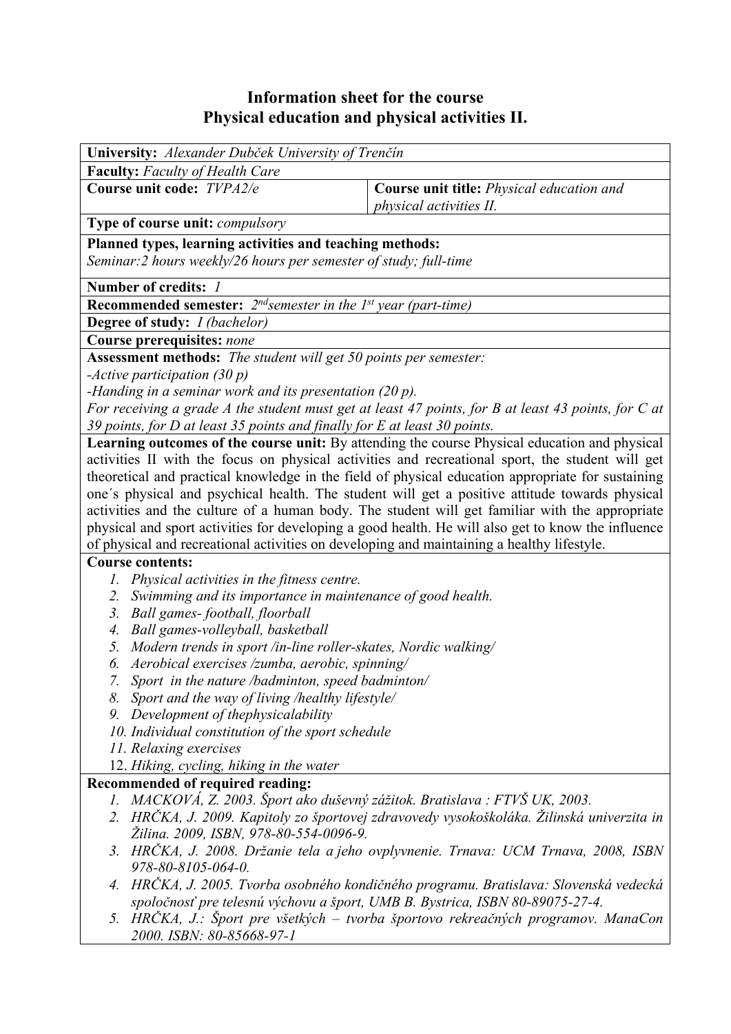# Information sheet for the course
# Physical education and physical activities II.

| **University:** *Alexander Dubček University of Trenčín* | |
|---|---|
| **Faculty:** *Faculty of Health Care* | |
| **Course unit code:** *TVPA2/e* | **Course unit title:** *Physical education and physical activities II.* |
| **Type of course unit:** *compulsory* | |
| **Planned types, learning activities and teaching methods:** *Seminar:2 hours weekly/26 hours per semester of study; full-time* | |
| **Number of credits:** *1* | |
| **Recommended semester:** *2ndsemester in the 1st year (part-time)* | |
| **Degree of study:** *I (bachelor)* | |
| **Course prerequisites:** *none* | |

**Assessment methods:** *The student will get 50 points per semester:*
*-Active participation (30 p)*
*-Handing in a seminar work and its presentation (20 p).*
*For receiving a grade A the student must get at least 47 points, for B at least 43 points, for C at 39 points, for D at least 35 points and finally for E at least 30 points.*

**Learning outcomes of the course unit:** By attending the course Physical education and physical activities II with the focus on physical activities and recreational sport, the student will get theoretical and practical knowledge in the field of physical education appropriate for sustaining one´s physical and psychical health. The student will get a positive attitude towards physical activities and the culture of a human body. The student will get familiar with the appropriate physical and sport activities for developing a good health. He will also get to know the influence of physical and recreational activities on developing and maintaining a healthy lifestyle.

**Course contents:**

1. *Physical activities in the fitness centre.*
2. *Swimming and its importance in maintenance of good health.*
3. *Ball games- football, floorball*
4. *Ball games-volleyball, basketball*
5. *Modern trends in sport /in-line roller-skates, Nordic walking/*
6. *Aerobical exercises /zumba, aerobic, spinning/*
7. *Sport in the nature /badminton, speed badminton/*
8. *Sport and the way of living /healthy lifestyle/*
9. *Development of thephysicalability*
10. *Individual constitution of the sport schedule*
11. *Relaxing exercises*
12. *Hiking, cycling, hiking in the water*

**Recommended of required reading:**

1. *MACKOVÁ, Z. 2003. Šport ako duševný zážitok. Bratislava : FTVŠ UK, 2003.*
2. *HRČKA, J. 2009. Kapitoly zo športovej zdravovedy vysokoškoláka. Žilinská univerzita in Žilina. 2009, ISBN, 978-80-554-0096-9.*
3. *HRČKA, J. 2008. Držanie tela a jeho ovplyvnenie. Trnava: UCM Trnava, 2008, ISBN 978-80-8105-064-0.*
4. *HRČKA, J. 2005. Tvorba osobného kondičného programu. Bratislava: Slovenská vedecká spoločnosť pre telesnú výchovu a šport, UMB B. Bystrica, ISBN 80-89075-27-4.*
5. *HRČKA, J.: Šport pre všetkých – tvorba športovo rekreačných programov. ManaCon 2000. ISBN: 80-85668-97-1*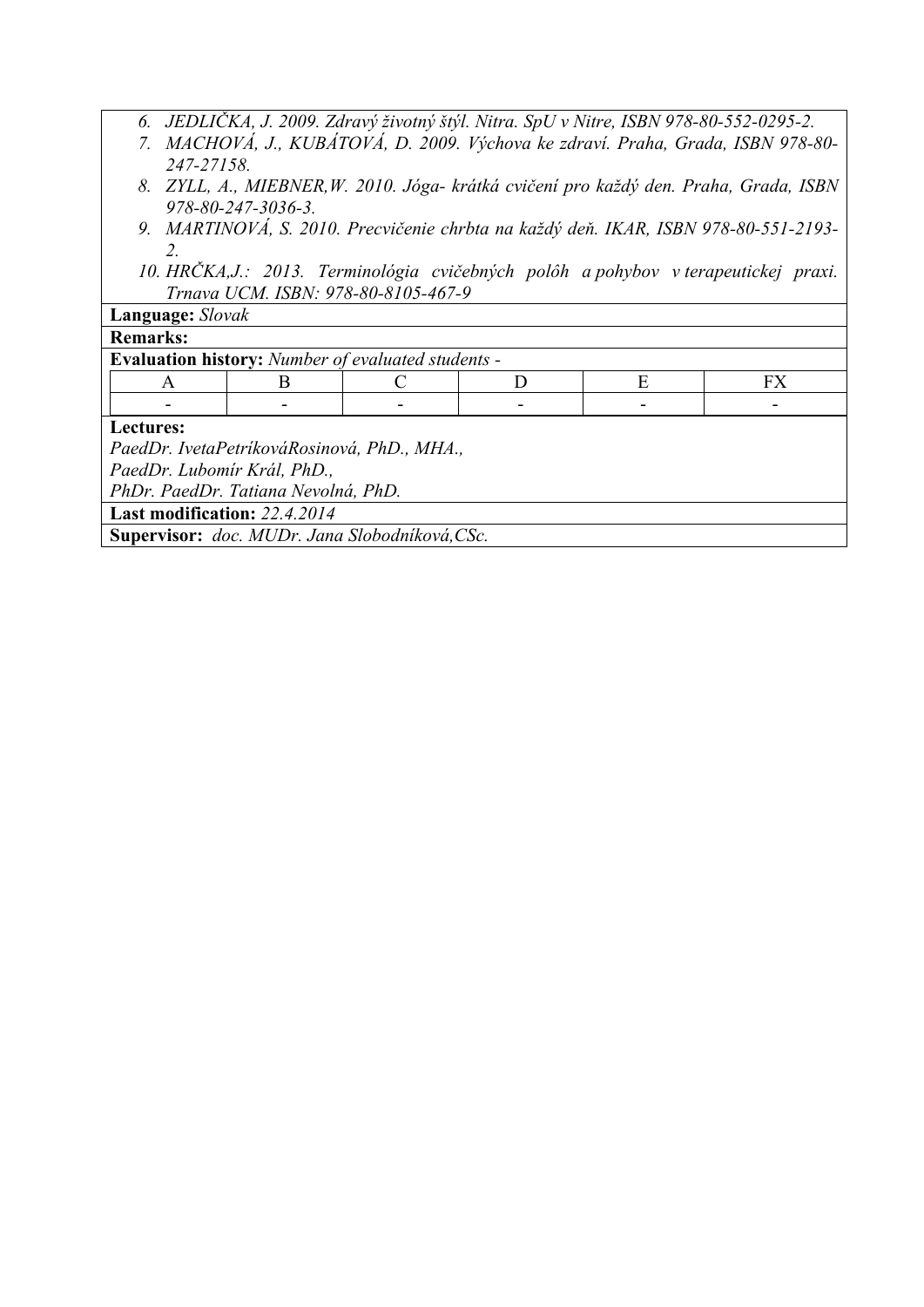6. *JEDLIČKA, J. 2009. Zdravý životný štýl. Nitra. SpU v Nitre, ISBN 978-80-552-0295-2.*
7. *MACHOVÁ, J., KUBÁTOVÁ, D. 2009. Výchova ke zdraví. Praha, Grada, ISBN 978-80-247-27158.*
8. *ZYLL, A., MIEBNER,W. 2010. Jóga- krátká cvičení pro každý den. Praha, Grada, ISBN 978-80-247-3036-3.*
9. *MARTINOVÁ, S. 2010. Precvičenie chrbta na každý deň. IKAR, ISBN 978-80-551-2193-2.*
10. *HRČKA,J.: 2013. Terminológia cvičebných polôh a pohybov v terapeutickej praxi. Trnava UCM. ISBN: 978-80-8105-467-9*

**Language:** *Slovak*

**Remarks:**

**Evaluation history:** *Number of evaluated students -*

| A | B | C | D | E | FX |
|---|---|---|---|---|---|
| - | - | - | - | - | - |

**Lectures:**
*PaedDr. IvetaPetríkováRosinová, PhD., MHA.,*
*PaedDr. Lubomír Král, PhD.,*
*PhDr. PaedDr. Tatiana Nevolná, PhD.*

**Last modification:** *22.4.2014*

**Supervisor:** *doc. MUDr. Jana Slobodníková,CSc.*